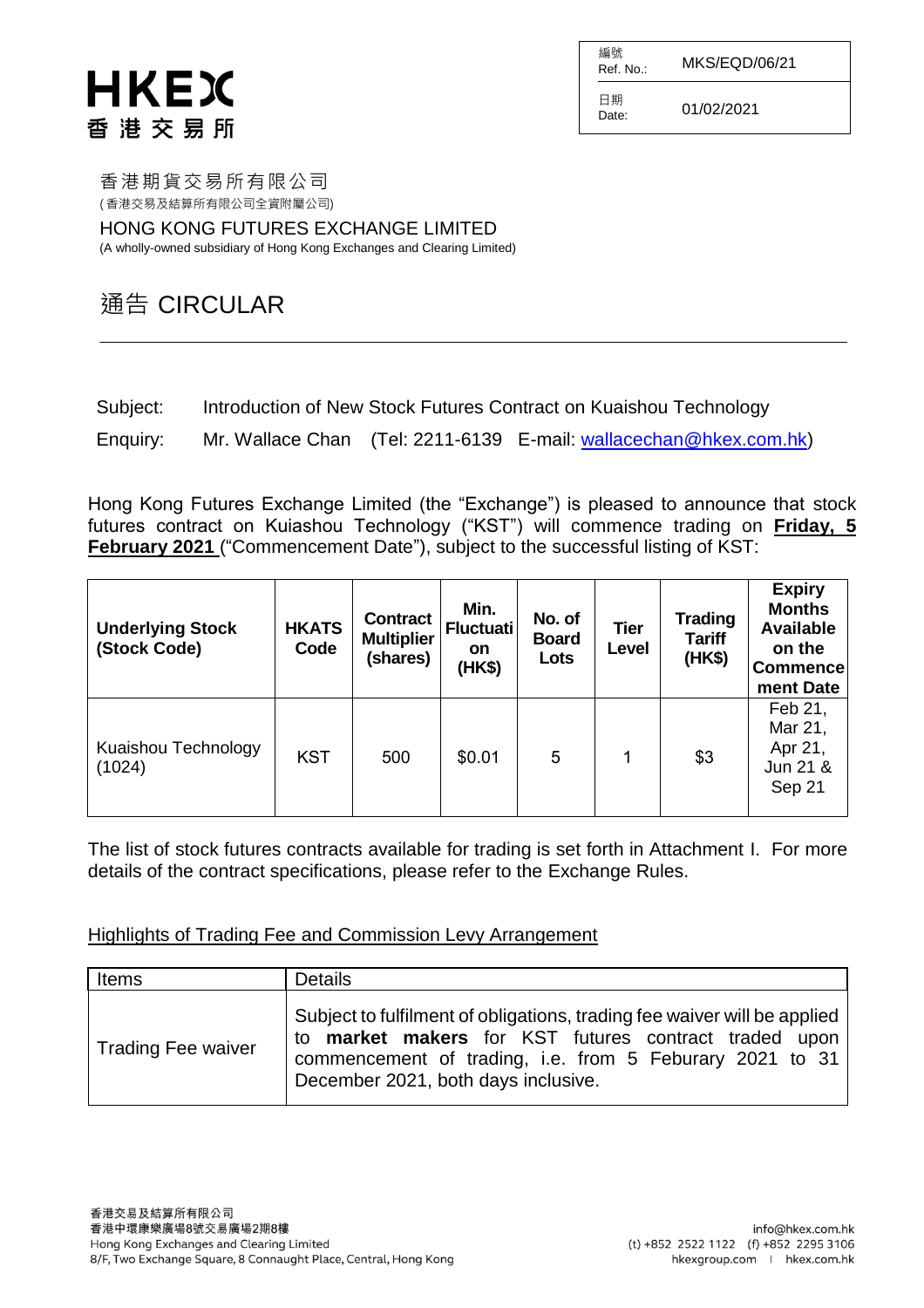HKEX
香港交易所

| 編號 Ref. No.: | MKS/EQD/06/21 |
|---|---|
| 日期 Date: | 01/02/2021 |

香港期貨交易所有限公司
(香港交易及結算所有限公司全資附屬公司)

HONG KONG FUTURES EXCHANGE LIMITED
(A wholly-owned subsidiary of Hong Kong Exchanges and Clearing Limited)

# 通告 CIRCULAR

Subject: Introduction of New Stock Futures Contract on Kuaishou Technology

Enquiry: Mr. Wallace Chan (Tel: 2211-6139 E-mail: wallacechan@hkex.com.hk)

Hong Kong Futures Exchange Limited (the "Exchange") is pleased to announce that stock futures contract on Kuiashou Technology ("KST") will commence trading on **Friday, 5 February 2021** ("Commencement Date"), subject to the successful listing of KST:

| Underlying Stock (Stock Code) | HKATS Code | Contract Multiplier (shares) | Min. Fluctuation (HK$) | No. of Board Lots | Tier Level | Trading Tariff (HK$) | Expiry Months Available on the Commencement Date |
|---|---|---|---|---|---|---|---|
| Kuaishou Technology (1024) | KST | 500 | $0.01 | 5 | 1 | $3 | Feb 21, Mar 21, Apr 21, Jun 21 & Sep 21 |

The list of stock futures contracts available for trading is set forth in Attachment I. For more details of the contract specifications, please refer to the Exchange Rules.

## Highlights of Trading Fee and Commission Levy Arrangement

| Items | Details |
|---|---|
| Trading Fee waiver | Subject to fulfilment of obligations, trading fee waiver will be applied to **market makers** for KST futures contract traded upon commencement of trading, i.e. from 5 Feburary 2021 to 31 December 2021, both days inclusive. |

香港交易及結算所有限公司
香港中環康樂廣場8號交易廣場2期8樓
Hong Kong Exchanges and Clearing Limited
8/F, Two Exchange Square, 8 Connaught Place, Central, Hong Kong

info@hkex.com.hk
(t) +852 2522 1122 (f) +852 2295 3106
hkexgroup.com | hkex.com.hk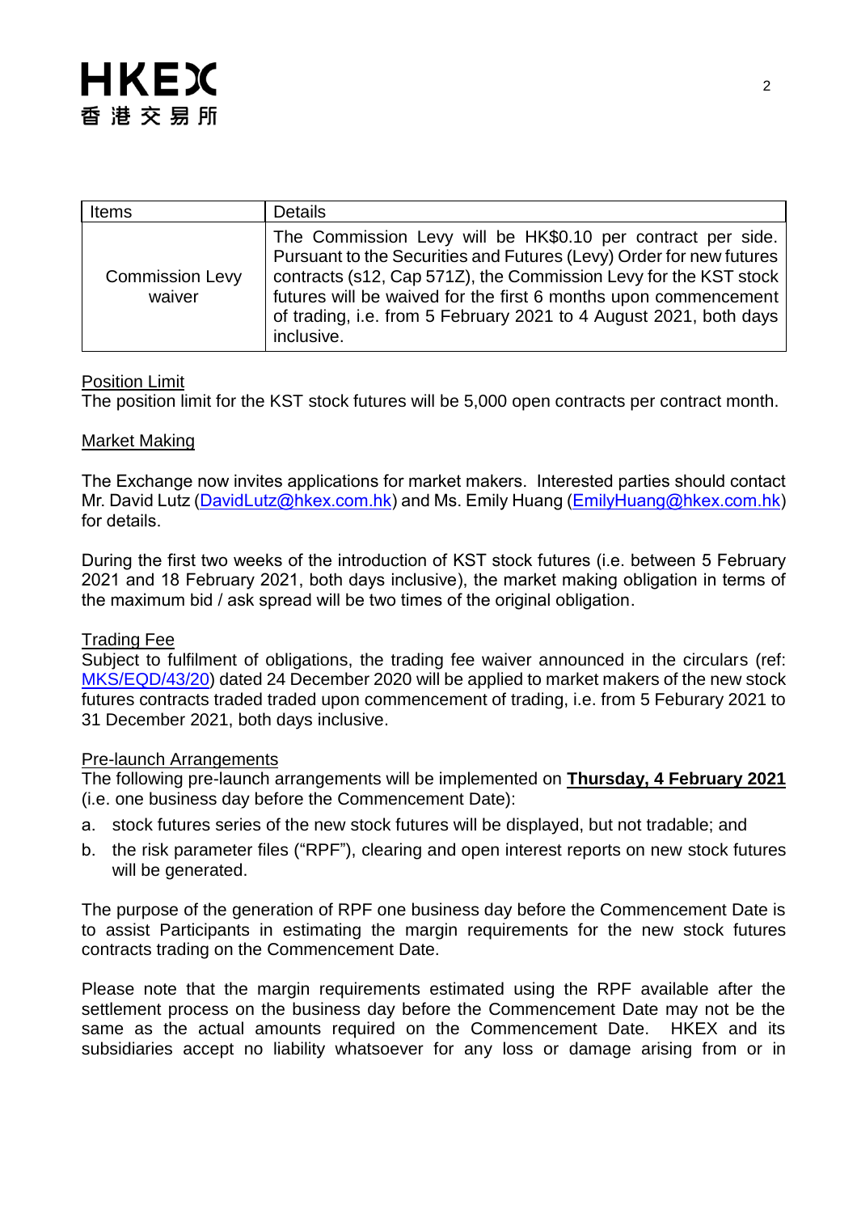| Items | Details |
|---|---|
| Commission Levy waiver | The Commission Levy will be HK$0.10 per contract per side. Pursuant to the Securities and Futures (Levy) Order for new futures contracts (s12, Cap 571Z), the Commission Levy for the KST stock futures will be waived for the first 6 months upon commencement of trading, i.e. from 5 February 2021 to 4 August 2021, both days inclusive. |

Position Limit

The position limit for the KST stock futures will be 5,000 open contracts per contract month.

Market Making

The Exchange now invites applications for market makers. Interested parties should contact Mr. David Lutz (DavidLutz@hkex.com.hk) and Ms. Emily Huang (EmilyHuang@hkex.com.hk) for details.

During the first two weeks of the introduction of KST stock futures (i.e. between 5 February 2021 and 18 February 2021, both days inclusive), the market making obligation in terms of the maximum bid / ask spread will be two times of the original obligation.

Trading Fee

Subject to fulfilment of obligations, the trading fee waiver announced in the circulars (ref: MKS/EQD/43/20) dated 24 December 2020 will be applied to market makers of the new stock futures contracts traded traded upon commencement of trading, i.e. from 5 Feburary 2021 to 31 December 2021, both days inclusive.

Pre-launch Arrangements

The following pre-launch arrangements will be implemented on **Thursday, 4 February 2021** (i.e. one business day before the Commencement Date):

a. stock futures series of the new stock futures will be displayed, but not tradable; and
b. the risk parameter files ("RPF"), clearing and open interest reports on new stock futures will be generated.

The purpose of the generation of RPF one business day before the Commencement Date is to assist Participants in estimating the margin requirements for the new stock futures contracts trading on the Commencement Date.

Please note that the margin requirements estimated using the RPF available after the settlement process on the business day before the Commencement Date may not be the same as the actual amounts required on the Commencement Date. HKEX and its subsidiaries accept no liability whatsoever for any loss or damage arising from or in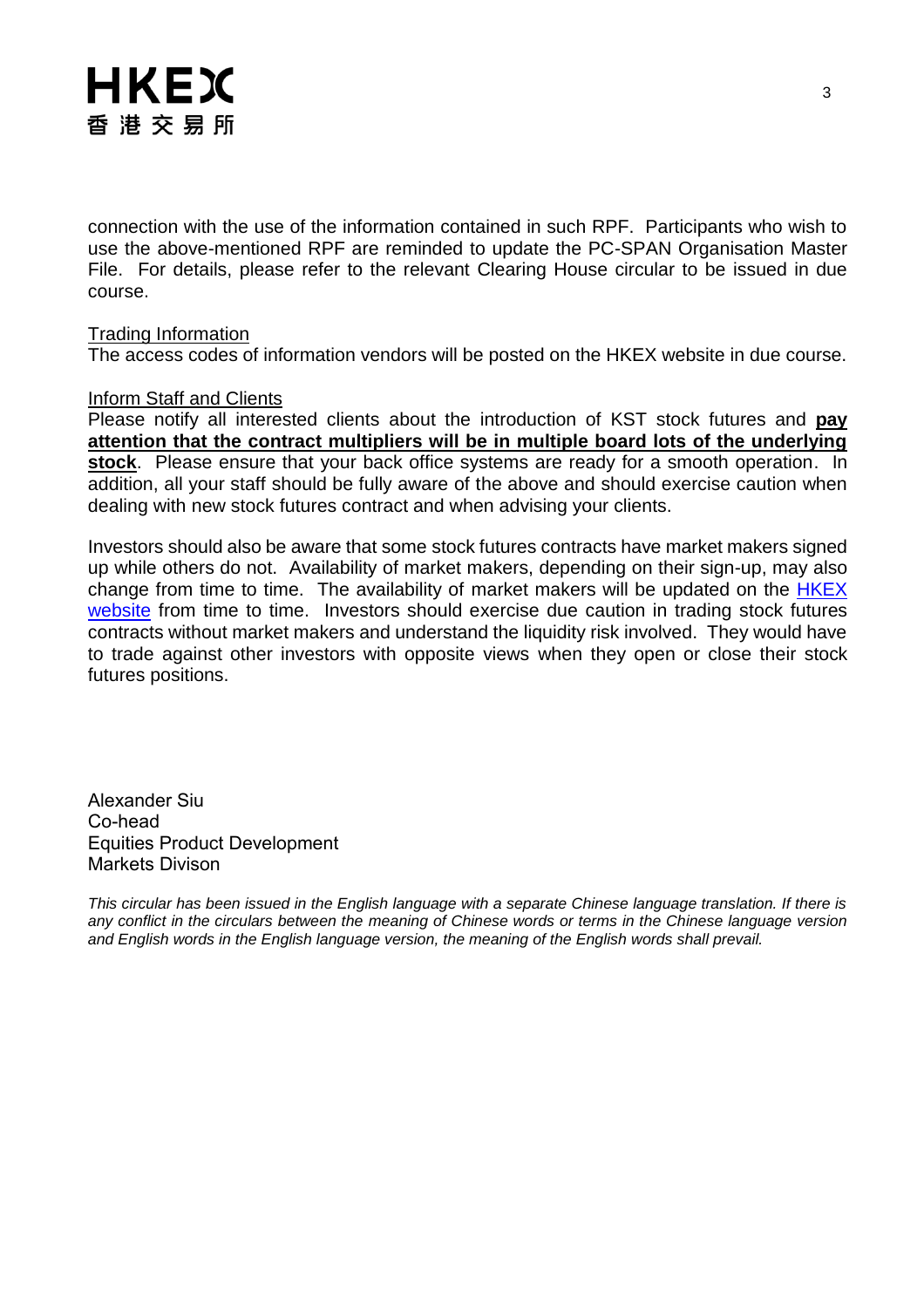connection with the use of the information contained in such RPF. Participants who wish to use the above-mentioned RPF are reminded to update the PC-SPAN Organisation Master File. For details, please refer to the relevant Clearing House circular to be issued in due course.

<u>Trading Information</u>
The access codes of information vendors will be posted on the HKEX website in due course.

<u>Inform Staff and Clients</u>
Please notify all interested clients about the introduction of KST stock futures and <u>**pay attention that the contract multipliers will be in multiple board lots of the underlying stock**</u>. Please ensure that your back office systems are ready for a smooth operation. In addition, all your staff should be fully aware of the above and should exercise caution when dealing with new stock futures contract and when advising your clients.

Investors should also be aware that some stock futures contracts have market makers signed up while others do not. Availability of market makers, depending on their sign-up, may also change from time to time. The availability of market makers will be updated on the HKEX website from time to time. Investors should exercise due caution in trading stock futures contracts without market makers and understand the liquidity risk involved. They would have to trade against other investors with opposite views when they open or close their stock futures positions.

Alexander Siu
Co-head
Equities Product Development
Markets Divison

*This circular has been issued in the English language with a separate Chinese language translation. If there is any conflict in the circulars between the meaning of Chinese words or terms in the Chinese language version and English words in the English language version, the meaning of the English words shall prevail.*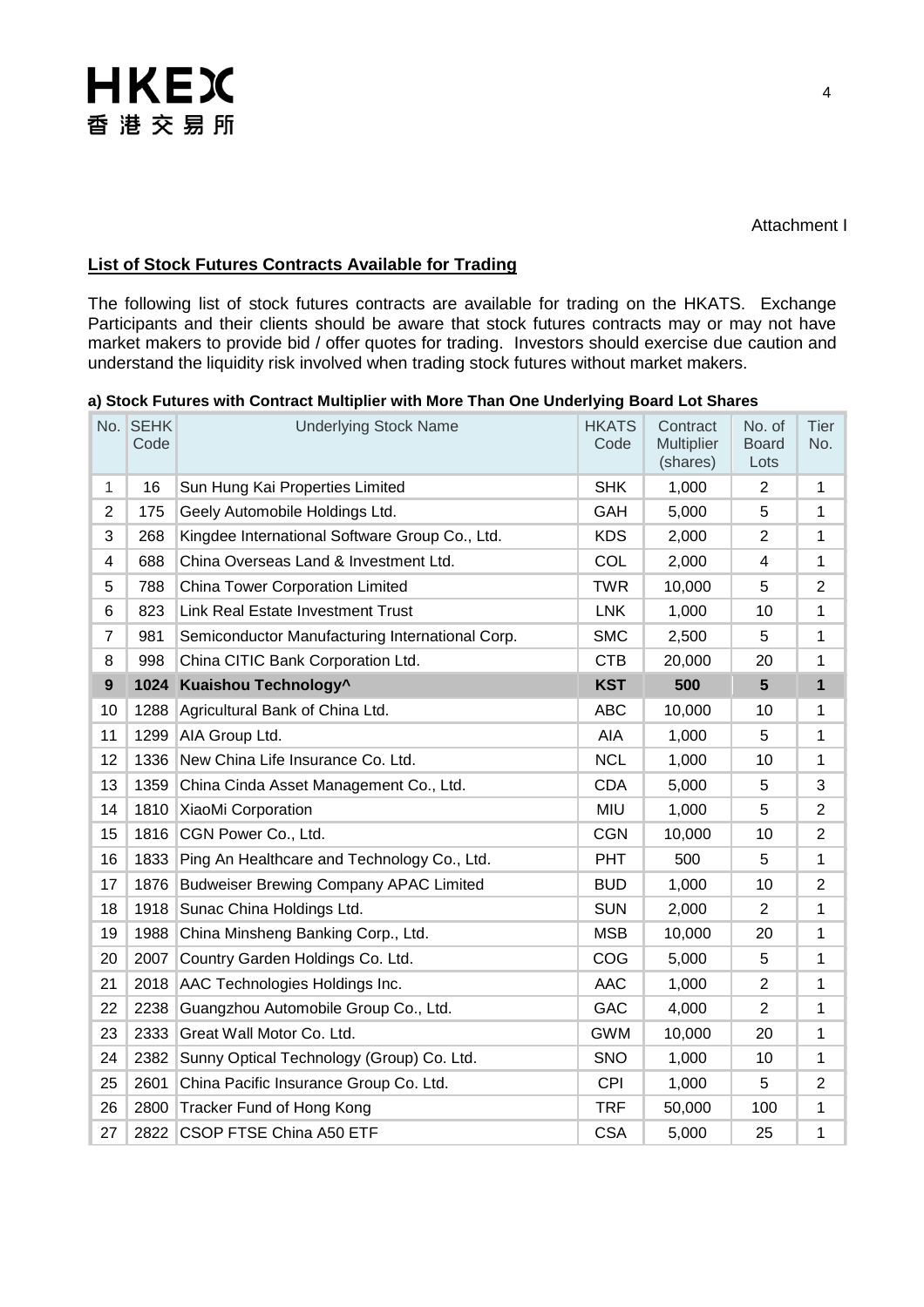Attachment I

**List of Stock Futures Contracts Available for Trading**

The following list of stock futures contracts are available for trading on the HKATS. Exchange Participants and their clients should be aware that stock futures contracts may or may not have market makers to provide bid / offer quotes for trading. Investors should exercise due caution and understand the liquidity risk involved when trading stock futures without market makers.

**a) Stock Futures with Contract Multiplier with More Than One Underlying Board Lot Shares**

| No. | SEHK Code | Underlying Stock Name | HKATS Code | Contract Multiplier (shares) | No. of Board Lots | Tier No. |
|---|---|---|---|---|---|---|
| 1 | 16 | Sun Hung Kai Properties Limited | SHK | 1,000 | 2 | 1 |
| 2 | 175 | Geely Automobile Holdings Ltd. | GAH | 5,000 | 5 | 1 |
| 3 | 268 | Kingdee International Software Group Co., Ltd. | KDS | 2,000 | 2 | 1 |
| 4 | 688 | China Overseas Land & Investment Ltd. | COL | 2,000 | 4 | 1 |
| 5 | 788 | China Tower Corporation Limited | TWR | 10,000 | 5 | 2 |
| 6 | 823 | Link Real Estate Investment Trust | LNK | 1,000 | 10 | 1 |
| 7 | 981 | Semiconductor Manufacturing International Corp. | SMC | 2,500 | 5 | 1 |
| 8 | 998 | China CITIC Bank Corporation Ltd. | CTB | 20,000 | 20 | 1 |
| **9** | **1024** | **Kuaishou Technology^** | **KST** | **500** | **5** | **1** |
| 10 | 1288 | Agricultural Bank of China Ltd. | ABC | 10,000 | 10 | 1 |
| 11 | 1299 | AIA Group Ltd. | AIA | 1,000 | 5 | 1 |
| 12 | 1336 | New China Life Insurance Co. Ltd. | NCL | 1,000 | 10 | 1 |
| 13 | 1359 | China Cinda Asset Management Co., Ltd. | CDA | 5,000 | 5 | 3 |
| 14 | 1810 | XiaoMi Corporation | MIU | 1,000 | 5 | 2 |
| 15 | 1816 | CGN Power Co., Ltd. | CGN | 10,000 | 10 | 2 |
| 16 | 1833 | Ping An Healthcare and Technology Co., Ltd. | PHT | 500 | 5 | 1 |
| 17 | 1876 | Budweiser Brewing Company APAC Limited | BUD | 1,000 | 10 | 2 |
| 18 | 1918 | Sunac China Holdings Ltd. | SUN | 2,000 | 2 | 1 |
| 19 | 1988 | China Minsheng Banking Corp., Ltd. | MSB | 10,000 | 20 | 1 |
| 20 | 2007 | Country Garden Holdings Co. Ltd. | COG | 5,000 | 5 | 1 |
| 21 | 2018 | AAC Technologies Holdings Inc. | AAC | 1,000 | 2 | 1 |
| 22 | 2238 | Guangzhou Automobile Group Co., Ltd. | GAC | 4,000 | 2 | 1 |
| 23 | 2333 | Great Wall Motor Co. Ltd. | GWM | 10,000 | 20 | 1 |
| 24 | 2382 | Sunny Optical Technology (Group) Co. Ltd. | SNO | 1,000 | 10 | 1 |
| 25 | 2601 | China Pacific Insurance Group Co. Ltd. | CPI | 1,000 | 5 | 2 |
| 26 | 2800 | Tracker Fund of Hong Kong | TRF | 50,000 | 100 | 1 |
| 27 | 2822 | CSOP FTSE China A50 ETF | CSA | 5,000 | 25 | 1 |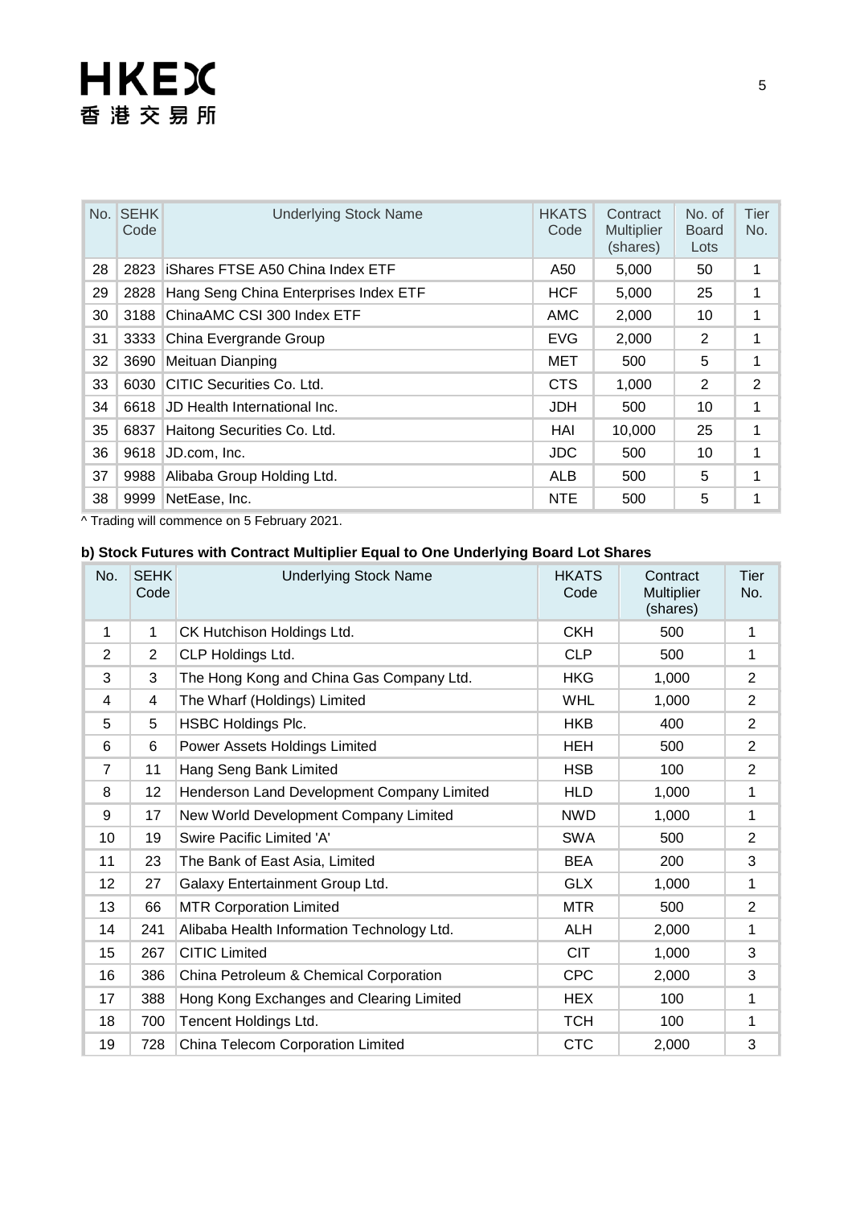| No. | SEHK Code | Underlying Stock Name | HKATS Code | Contract Multiplier (shares) | No. of Board Lots | Tier No. |
|---|---|---|---|---|---|---|
| 28 | 2823 | iShares FTSE A50 China Index ETF | A50 | 5,000 | 50 | 1 |
| 29 | 2828 | Hang Seng China Enterprises Index ETF | HCF | 5,000 | 25 | 1 |
| 30 | 3188 | ChinaAMC CSI 300 Index ETF | AMC | 2,000 | 10 | 1 |
| 31 | 3333 | China Evergrande Group | EVG | 2,000 | 2 | 1 |
| 32 | 3690 | Meituan Dianping | MET | 500 | 5 | 1 |
| 33 | 6030 | CITIC Securities Co. Ltd. | CTS | 1,000 | 2 | 2 |
| 34 | 6618 | JD Health International Inc. | JDH | 500 | 10 | 1 |
| 35 | 6837 | Haitong Securities Co. Ltd. | HAI | 10,000 | 25 | 1 |
| 36 | 9618 | JD.com, Inc. | JDC | 500 | 10 | 1 |
| 37 | 9988 | Alibaba Group Holding Ltd. | ALB | 500 | 5 | 1 |
| 38 | 9999 | NetEase, Inc. | NTE | 500 | 5 | 1 |

^ Trading will commence on 5 February 2021.

**b) Stock Futures with Contract Multiplier Equal to One Underlying Board Lot Shares**

| No. | SEHK Code | Underlying Stock Name | HKATS Code | Contract Multiplier (shares) | Tier No. |
|---|---|---|---|---|---|
| 1 | 1 | CK Hutchison Holdings Ltd. | CKH | 500 | 1 |
| 2 | 2 | CLP Holdings Ltd. | CLP | 500 | 1 |
| 3 | 3 | The Hong Kong and China Gas Company Ltd. | HKG | 1,000 | 2 |
| 4 | 4 | The Wharf (Holdings) Limited | WHL | 1,000 | 2 |
| 5 | 5 | HSBC Holdings Plc. | HKB | 400 | 2 |
| 6 | 6 | Power Assets Holdings Limited | HEH | 500 | 2 |
| 7 | 11 | Hang Seng Bank Limited | HSB | 100 | 2 |
| 8 | 12 | Henderson Land Development Company Limited | HLD | 1,000 | 1 |
| 9 | 17 | New World Development Company Limited | NWD | 1,000 | 1 |
| 10 | 19 | Swire Pacific Limited 'A' | SWA | 500 | 2 |
| 11 | 23 | The Bank of East Asia, Limited | BEA | 200 | 3 |
| 12 | 27 | Galaxy Entertainment Group Ltd. | GLX | 1,000 | 1 |
| 13 | 66 | MTR Corporation Limited | MTR | 500 | 2 |
| 14 | 241 | Alibaba Health Information Technology Ltd. | ALH | 2,000 | 1 |
| 15 | 267 | CITIC Limited | CIT | 1,000 | 3 |
| 16 | 386 | China Petroleum & Chemical Corporation | CPC | 2,000 | 3 |
| 17 | 388 | Hong Kong Exchanges and Clearing Limited | HEX | 100 | 1 |
| 18 | 700 | Tencent Holdings Ltd. | TCH | 100 | 1 |
| 19 | 728 | China Telecom Corporation Limited | CTC | 2,000 | 3 |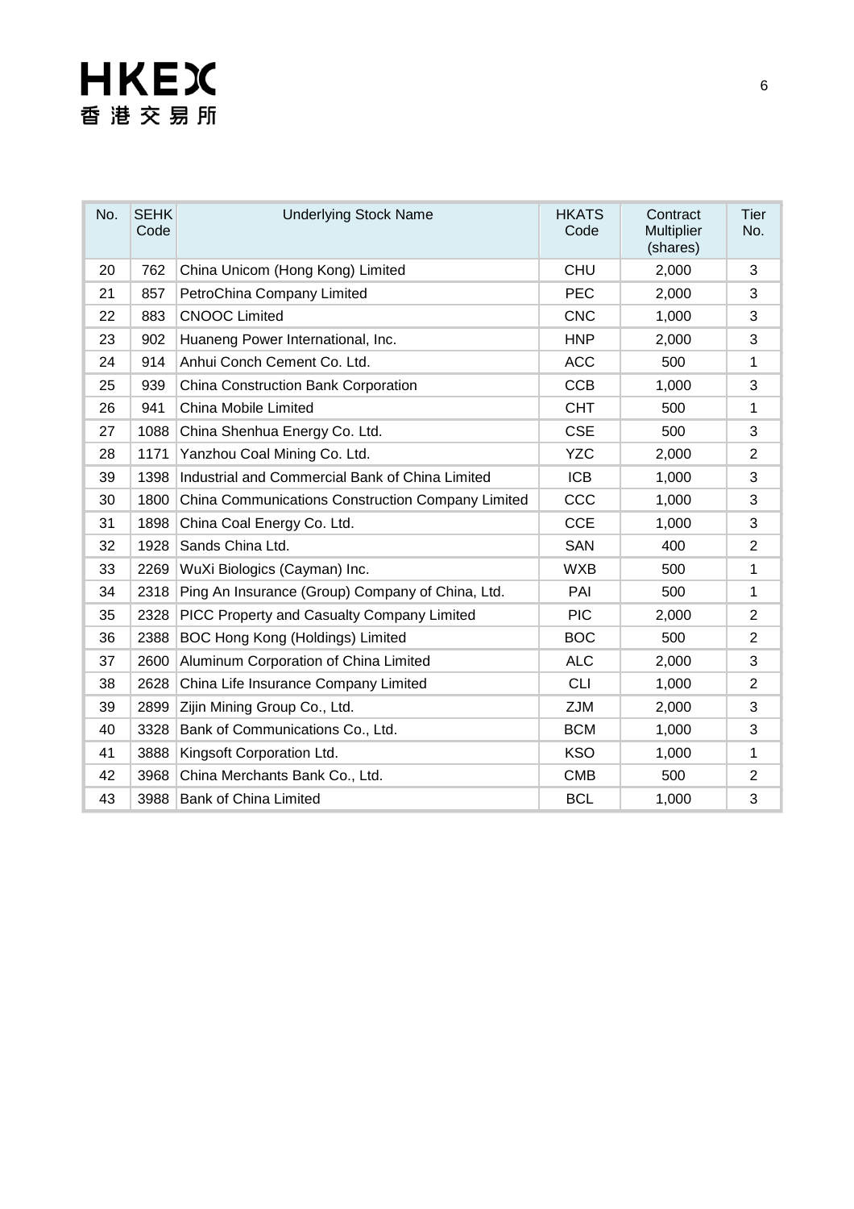| No. | SEHK Code | Underlying Stock Name | HKATS Code | Contract Multiplier (shares) | Tier No. |
|---|---|---|---|---|---|
| 20 | 762 | China Unicom (Hong Kong) Limited | CHU | 2,000 | 3 |
| 21 | 857 | PetroChina Company Limited | PEC | 2,000 | 3 |
| 22 | 883 | CNOOC Limited | CNC | 1,000 | 3 |
| 23 | 902 | Huaneng Power International, Inc. | HNP | 2,000 | 3 |
| 24 | 914 | Anhui Conch Cement Co. Ltd. | ACC | 500 | 1 |
| 25 | 939 | China Construction Bank Corporation | CCB | 1,000 | 3 |
| 26 | 941 | China Mobile Limited | CHT | 500 | 1 |
| 27 | 1088 | China Shenhua Energy Co. Ltd. | CSE | 500 | 3 |
| 28 | 1171 | Yanzhou Coal Mining Co. Ltd. | YZC | 2,000 | 2 |
| 39 | 1398 | Industrial and Commercial Bank of China Limited | ICB | 1,000 | 3 |
| 30 | 1800 | China Communications Construction Company Limited | CCC | 1,000 | 3 |
| 31 | 1898 | China Coal Energy Co. Ltd. | CCE | 1,000 | 3 |
| 32 | 1928 | Sands China Ltd. | SAN | 400 | 2 |
| 33 | 2269 | WuXi Biologics (Cayman) Inc. | WXB | 500 | 1 |
| 34 | 2318 | Ping An Insurance (Group) Company of China, Ltd. | PAI | 500 | 1 |
| 35 | 2328 | PICC Property and Casualty Company Limited | PIC | 2,000 | 2 |
| 36 | 2388 | BOC Hong Kong (Holdings) Limited | BOC | 500 | 2 |
| 37 | 2600 | Aluminum Corporation of China Limited | ALC | 2,000 | 3 |
| 38 | 2628 | China Life Insurance Company Limited | CLI | 1,000 | 2 |
| 39 | 2899 | Zijin Mining Group Co., Ltd. | ZJM | 2,000 | 3 |
| 40 | 3328 | Bank of Communications Co., Ltd. | BCM | 1,000 | 3 |
| 41 | 3888 | Kingsoft Corporation Ltd. | KSO | 1,000 | 1 |
| 42 | 3968 | China Merchants Bank Co., Ltd. | CMB | 500 | 2 |
| 43 | 3988 | Bank of China Limited | BCL | 1,000 | 3 |